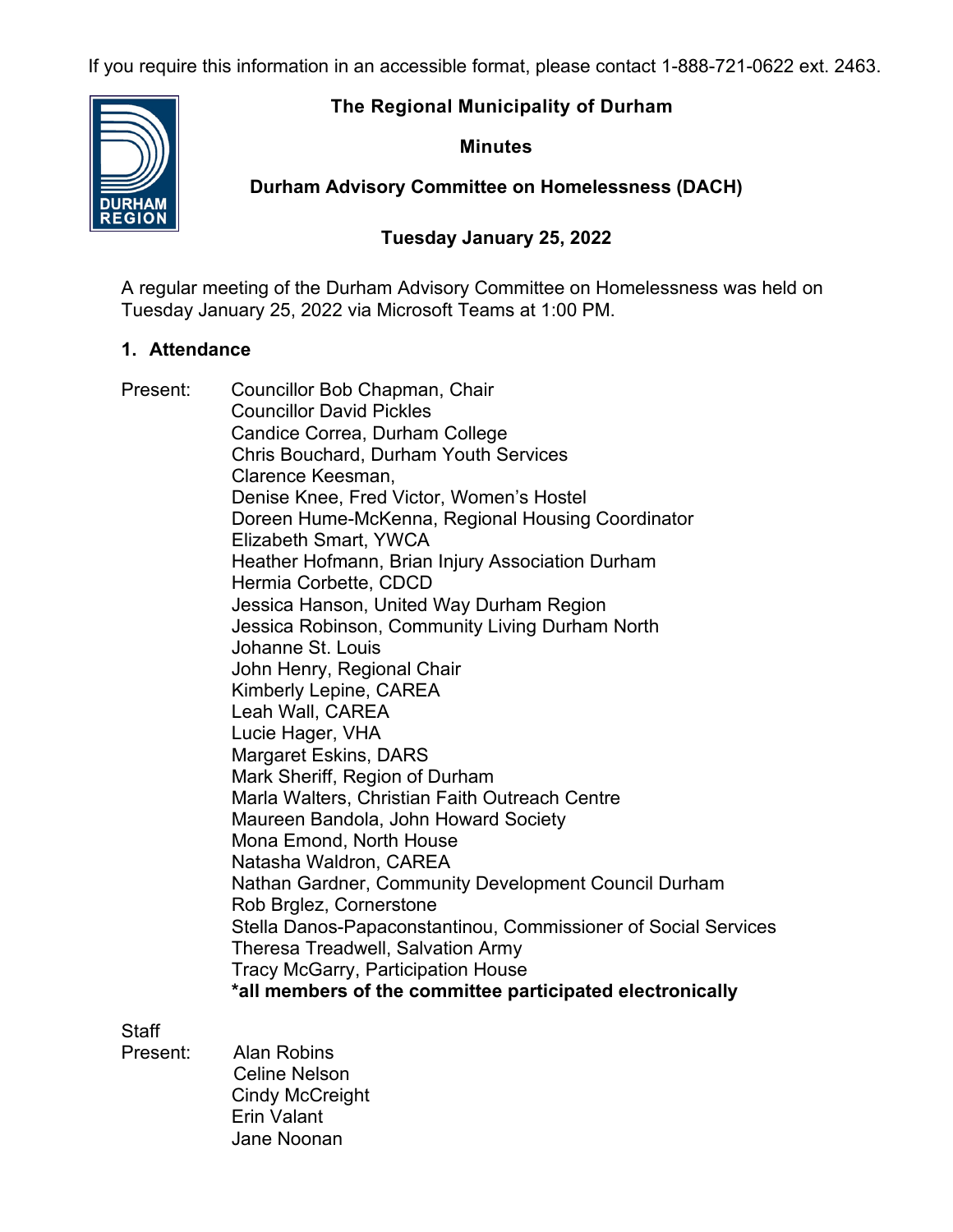If you require this information in an accessible format, please contact 1-888-721-0622 ext. 2463.

# The Regional Municipality of Durham

## Minutes

## Durham Advisory Committee on Homelessness (DACH)

### Tuesday January 25, 2022

A regular meeting of the Durham Advisory Committee on Homelessness was held on Tuesday January 25, 2022 via Microsoft Teams at 1:00 PM.

### 1. Attendance

Present:
Councillor Bob Chapman, Chair
Councillor David Pickles
Candice Correa, Durham College
Chris Bouchard, Durham Youth Services
Clarence Keesman,
Denise Knee, Fred Victor, Women's Hostel
Doreen Hume-McKenna, Regional Housing Coordinator
Elizabeth Smart, YWCA
Heather Hofmann, Brian Injury Association Durham
Hermia Corbette, CDCD
Jessica Hanson, United Way Durham Region
Jessica Robinson, Community Living Durham North
Johanne St. Louis
John Henry, Regional Chair
Kimberly Lepine, CAREA
Leah Wall, CAREA
Lucie Hager, VHA
Margaret Eskins, DARS
Mark Sheriff, Region of Durham
Marla Walters, Christian Faith Outreach Centre
Maureen Bandola, John Howard Society
Mona Emond, North House
Natasha Waldron, CAREA
Nathan Gardner, Community Development Council Durham
Rob Brglez, Cornerstone
Stella Danos-Papaconstantinou, Commissioner of Social Services
Theresa Treadwell, Salvation Army
Tracy McGarry, Participation House
**\*all members of the committee participated electronically**

Staff Present:
Alan Robins
Celine Nelson
Cindy McCreight
Erin Valant
Jane Noonan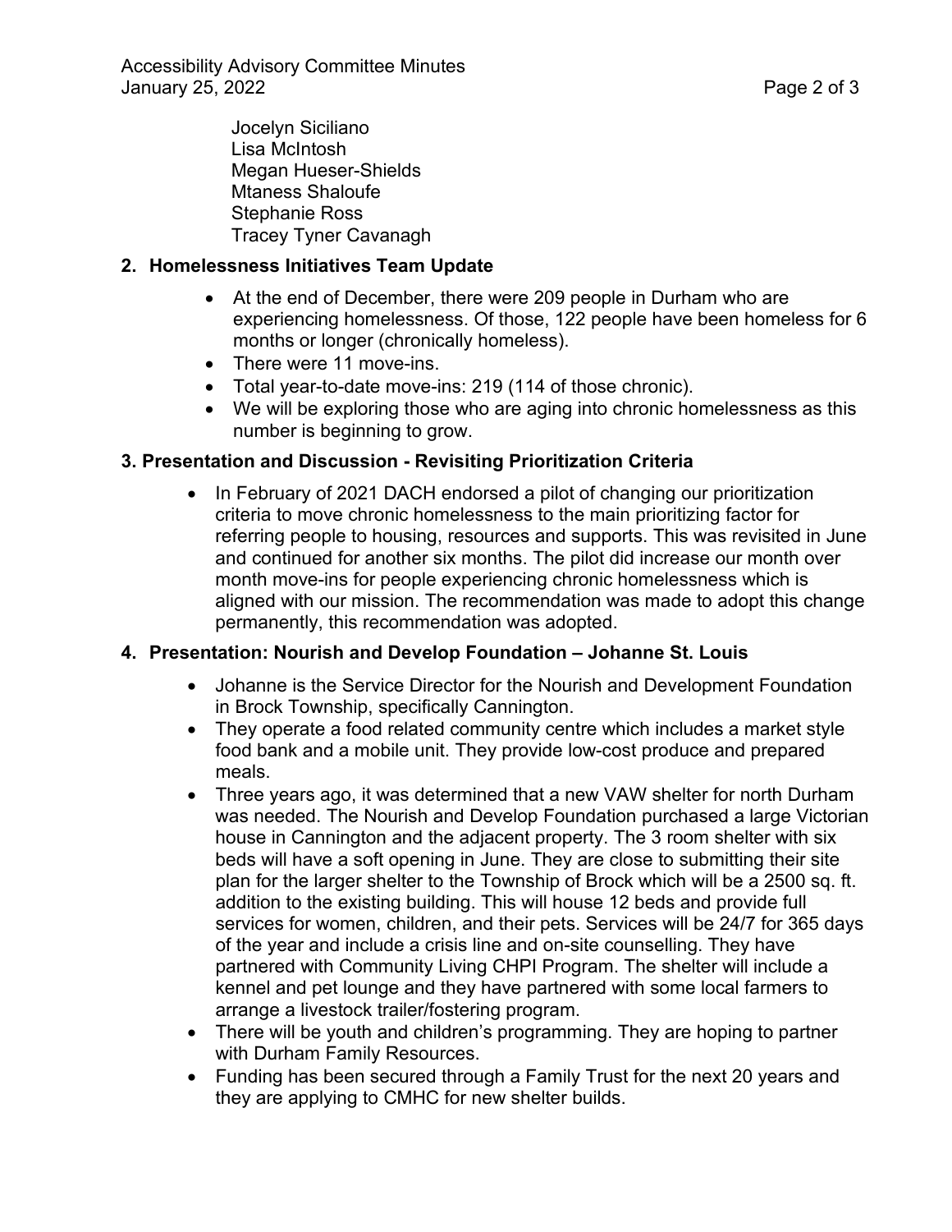Jocelyn Siciliano
Lisa McIntosh
Megan Hueser-Shields
Mtaness Shaloufe
Stephanie Ross
Tracey Tyner Cavanagh

## 2. Homelessness Initiatives Team Update

- At the end of December, there were 209 people in Durham who are experiencing homelessness. Of those, 122 people have been homeless for 6 months or longer (chronically homeless).
- There were 11 move-ins.
- Total year-to-date move-ins: 219 (114 of those chronic).
- We will be exploring those who are aging into chronic homelessness as this number is beginning to grow.

## 3. Presentation and Discussion - Revisiting Prioritization Criteria

- In February of 2021 DACH endorsed a pilot of changing our prioritization criteria to move chronic homelessness to the main prioritizing factor for referring people to housing, resources and supports. This was revisited in June and continued for another six months. The pilot did increase our month over month move-ins for people experiencing chronic homelessness which is aligned with our mission. The recommendation was made to adopt this change permanently, this recommendation was adopted.

## 4. Presentation: Nourish and Develop Foundation – Johanne St. Louis

- Johanne is the Service Director for the Nourish and Development Foundation in Brock Township, specifically Cannington.
- They operate a food related community centre which includes a market style food bank and a mobile unit. They provide low-cost produce and prepared meals.
- Three years ago, it was determined that a new VAW shelter for north Durham was needed. The Nourish and Develop Foundation purchased a large Victorian house in Cannington and the adjacent property. The 3 room shelter with six beds will have a soft opening in June. They are close to submitting their site plan for the larger shelter to the Township of Brock which will be a 2500 sq. ft. addition to the existing building. This will house 12 beds and provide full services for women, children, and their pets. Services will be 24/7 for 365 days of the year and include a crisis line and on-site counselling. They have partnered with Community Living CHPI Program. The shelter will include a kennel and pet lounge and they have partnered with some local farmers to arrange a livestock trailer/fostering program.
- There will be youth and children's programming. They are hoping to partner with Durham Family Resources.
- Funding has been secured through a Family Trust for the next 20 years and they are applying to CMHC for new shelter builds.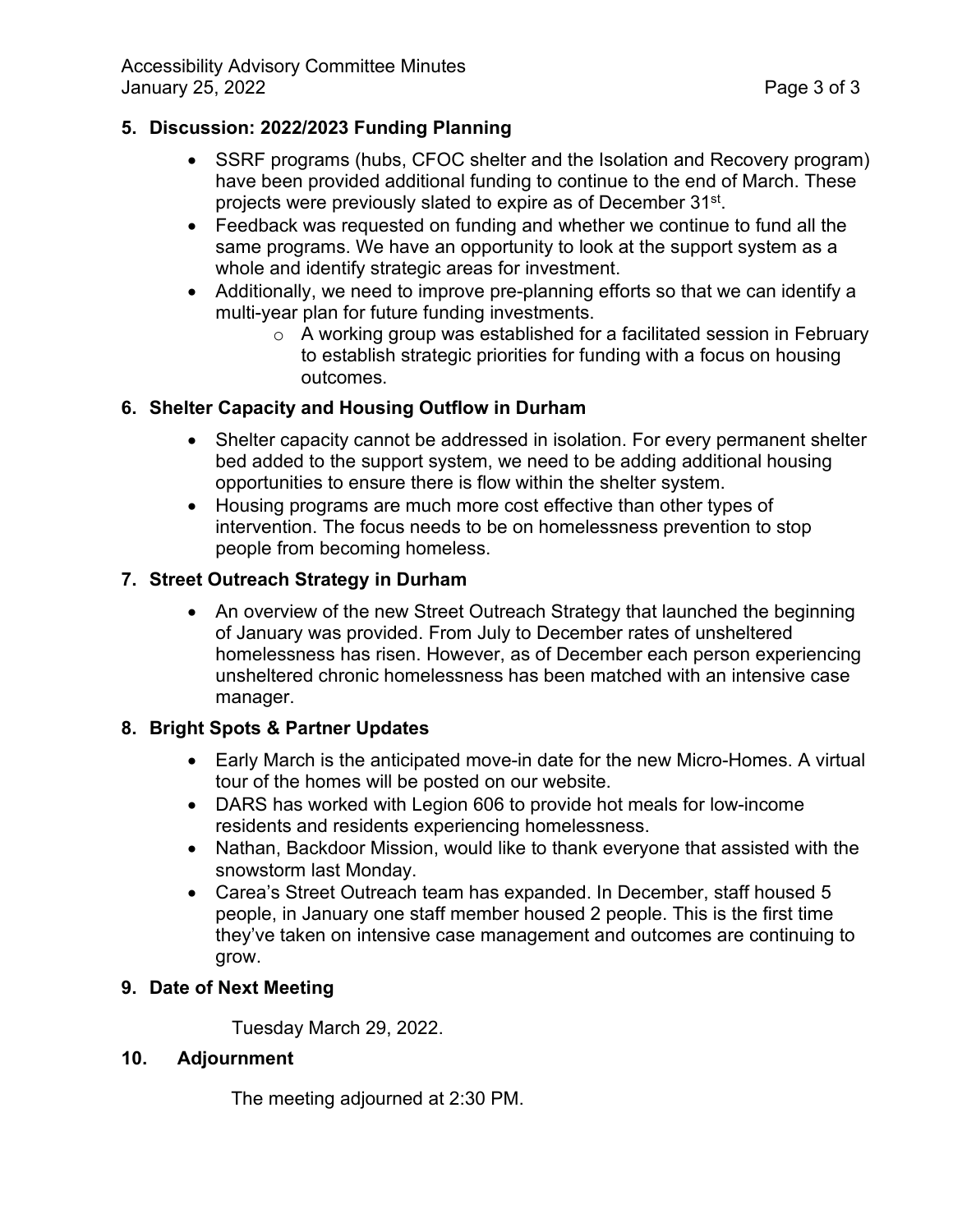## 5. Discussion: 2022/2023 Funding Planning

- SSRF programs (hubs, CFOC shelter and the Isolation and Recovery program) have been provided additional funding to continue to the end of March. These projects were previously slated to expire as of December 31st.
- Feedback was requested on funding and whether we continue to fund all the same programs. We have an opportunity to look at the support system as a whole and identify strategic areas for investment.
- Additionally, we need to improve pre-planning efforts so that we can identify a multi-year plan for future funding investments.
    - A working group was established for a facilitated session in February to establish strategic priorities for funding with a focus on housing outcomes.

## 6. Shelter Capacity and Housing Outflow in Durham

- Shelter capacity cannot be addressed in isolation. For every permanent shelter bed added to the support system, we need to be adding additional housing opportunities to ensure there is flow within the shelter system.
- Housing programs are much more cost effective than other types of intervention. The focus needs to be on homelessness prevention to stop people from becoming homeless.

## 7. Street Outreach Strategy in Durham

- An overview of the new Street Outreach Strategy that launched the beginning of January was provided. From July to December rates of unsheltered homelessness has risen. However, as of December each person experiencing unsheltered chronic homelessness has been matched with an intensive case manager.

## 8. Bright Spots & Partner Updates

- Early March is the anticipated move-in date for the new Micro-Homes. A virtual tour of the homes will be posted on our website.
- DARS has worked with Legion 606 to provide hot meals for low-income residents and residents experiencing homelessness.
- Nathan, Backdoor Mission, would like to thank everyone that assisted with the snowstorm last Monday.
- Carea's Street Outreach team has expanded. In December, staff housed 5 people, in January one staff member housed 2 people. This is the first time they've taken on intensive case management and outcomes are continuing to grow.

## 9. Date of Next Meeting

Tuesday March 29, 2022.

## 10. Adjournment

The meeting adjourned at 2:30 PM.